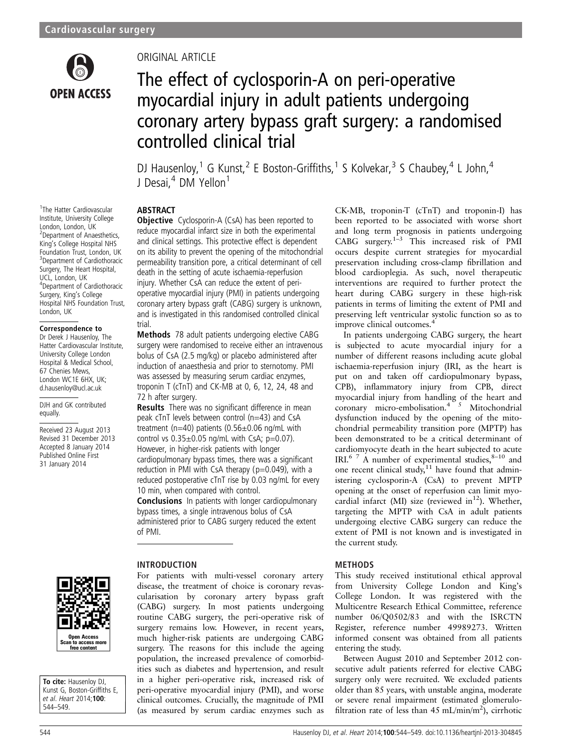ORIGINAL ARTICLE

# The effect of cyclosporin-A on peri-operative myocardial injury in adult patients undergoing coronary artery bypass graft surgery: a randomised controlled clinical trial

DJ Hausenloy,[1] G Kunst,[2] E Boston-Griffiths,[1] S Kolvekar,[3] S Chaubey,[4] L John,[4] J Desai,[4] DM Yellon[1]

[1]The Hatter Cardiovascular Institute, University College London, London, UK
[2]Department of Anaesthetics, King's College Hospital NHS Foundation Trust, London, UK
[3]Department of Cardiothoracic Surgery, The Heart Hospital, UCL, London, UK
[4]Department of Cardiothoracic Surgery, King's College Hospital NHS Foundation Trust, London, UK

**Correspondence to**
Dr Derek J Hausenloy, The Hatter Cardiovascular Institute, University College London Hospital & Medical School, 67 Chenies Mews, London WC1E 6HX, UK; d.hausenloy@ucl.ac.uk

DJH and GK contributed equally.

Received 23 August 2013
Revised 31 December 2013
Accepted 8 January 2014
Published Online First 31 January 2014

**To cite:** Hausenloy DJ, Kunst G, Boston-Griffiths E, *et al*. *Heart* 2014;**100**: 544–549.

## ABSTRACT

**Objective** Cyclosporin-A (CsA) has been reported to reduce myocardial infarct size in both the experimental and clinical settings. This protective effect is dependent on its ability to prevent the opening of the mitochondrial permeability transition pore, a critical determinant of cell death in the setting of acute ischaemia-reperfusion injury. Whether CsA can reduce the extent of peri-operative myocardial injury (PMI) in patients undergoing coronary artery bypass graft (CABG) surgery is unknown, and is investigated in this randomised controlled clinical trial.

**Methods** 78 adult patients undergoing elective CABG surgery were randomised to receive either an intravenous bolus of CsA (2.5 mg/kg) or placebo administered after induction of anaesthesia and prior to sternotomy. PMI was assessed by measuring serum cardiac enzymes, troponin T (cTnT) and CK-MB at 0, 6, 12, 24, 48 and 72 h after surgery.

**Results** There was no significant difference in mean peak cTnT levels between control (n=43) and CsA treatment (n=40) patients (0.56±0.06 ng/mL with control vs 0.35±0.05 ng/mL with CsA; p=0.07). However, in higher-risk patients with longer cardiopulmonary bypass times, there was a significant reduction in PMI with CsA therapy (p=0.049), with a reduced postoperative cTnT rise by 0.03 ng/mL for every 10 min, when compared with control.

**Conclusions** In patients with longer cardiopulmonary bypass times, a single intravenous bolus of CsA administered prior to CABG surgery reduced the extent of PMI.

## INTRODUCTION

For patients with multi-vessel coronary artery disease, the treatment of choice is coronary revascularisation by coronary artery bypass graft (CABG) surgery. In most patients undergoing routine CABG surgery, the peri-operative risk of surgery remains low. However, in recent years, much higher-risk patients are undergoing CABG surgery. The reasons for this include the ageing population, the increased prevalence of comorbidities such as diabetes and hypertension, and result in a higher peri-operative risk, increased risk of peri-operative myocardial injury (PMI), and worse clinical outcomes. Crucially, the magnitude of PMI (as measured by serum cardiac enzymes such as CK-MB, troponin-T (cTnT) and troponin-I) has been reported to be associated with worse short and long term prognosis in patients undergoing CABG surgery.[1–3] This increased risk of PMI occurs despite current strategies for myocardial preservation including cross-clamp fibrillation and blood cardioplegia. As such, novel therapeutic interventions are required to further protect the heart during CABG surgery in these high-risk patients in terms of limiting the extent of PMI and preserving left ventricular systolic function so as to improve clinical outcomes.[4]

In patients undergoing CABG surgery, the heart is subjected to acute myocardial injury for a number of different reasons including acute global ischaemia-reperfusion injury (IRI, as the heart is put on and taken off cardiopulmonary bypass, CPB), inflammatory injury from CPB, direct myocardial injury from handling of the heart and coronary micro-embolisation.[4 5] Mitochondrial dysfunction induced by the opening of the mitochondrial permeability transition pore (MPTP) has been demonstrated to be a critical determinant of cardiomyocyte death in the heart subjected to acute IRI.[6 7] A number of experimental studies,[8–10] and one recent clinical study,[11] have found that administering cyclosporin-A (CsA) to prevent MPTP opening at the onset of reperfusion can limit myocardial infarct (MI) size (reviewed in[12]). Whether, targeting the MPTP with CsA in adult patients undergoing elective CABG surgery can reduce the extent of PMI is not known and is investigated in the current study.

## METHODS

This study received institutional ethical approval from University College London and King's College London. It was registered with the Multicentre Research Ethical Committee, reference number 06/Q0502/83 and with the ISRCTN Register, reference number 49989273. Written informed consent was obtained from all patients entering the study.

Between August 2010 and September 2012 consecutive adult patients referred for elective CABG surgery only were recruited. We excluded patients older than 85 years, with unstable angina, moderate or severe renal impairment (estimated glomerulofiltration rate of less than 45 mL/min/m$^2$), cirrhotic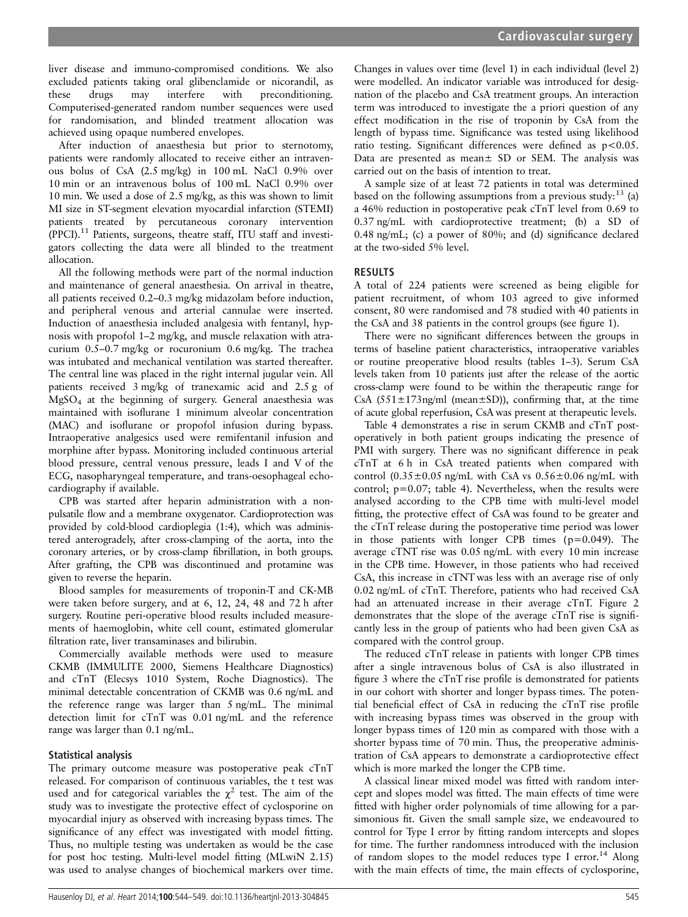liver disease and immuno-compromised conditions. We also excluded patients taking oral glibenclamide or nicorandil, as these drugs may interfere with preconditioning. Computerised-generated random number sequences were used for randomisation, and blinded treatment allocation was achieved using opaque numbered envelopes.

After induction of anaesthesia but prior to sternotomy, patients were randomly allocated to receive either an intravenous bolus of CsA (2.5 mg/kg) in 100 mL NaCl 0.9% over 10 min or an intravenous bolus of 100 mL NaCl 0.9% over 10 min. We used a dose of 2.5 mg/kg, as this was shown to limit MI size in ST-segment elevation myocardial infarction (STEMI) patients treated by percutaneous coronary intervention (PPCI).[11] Patients, surgeons, theatre staff, ITU staff and investigators collecting the data were all blinded to the treatment allocation.

All the following methods were part of the normal induction and maintenance of general anaesthesia. On arrival in theatre, all patients received 0.2–0.3 mg/kg midazolam before induction, and peripheral venous and arterial cannulae were inserted. Induction of anaesthesia included analgesia with fentanyl, hypnosis with propofol 1–2 mg/kg, and muscle relaxation with atracurium 0.5–0.7 mg/kg or rocuronium 0.6 mg/kg. The trachea was intubated and mechanical ventilation was started thereafter. The central line was placed in the right internal jugular vein. All patients received 3 mg/kg of tranexamic acid and 2.5 g of $MgSO_4$ at the beginning of surgery. General anaesthesia was maintained with isoflurane 1 minimum alveolar concentration (MAC) and isoflurane or propofol infusion during bypass. Intraoperative analgesics used were remifentanil infusion and morphine after bypass. Monitoring included continuous arterial blood pressure, central venous pressure, leads I and V of the ECG, nasopharyngeal temperature, and trans-oesophageal echocardiography if available.

CPB was started after heparin administration with a non-pulsatile flow and a membrane oxygenator. Cardioprotection was provided by cold-blood cardioplegia (1:4), which was administered anterogradely, after cross-clamping of the aorta, into the coronary arteries, or by cross-clamp fibrillation, in both groups. After grafting, the CPB was discontinued and protamine was given to reverse the heparin.

Blood samples for measurements of troponin-T and CK-MB were taken before surgery, and at 6, 12, 24, 48 and 72 h after surgery. Routine peri-operative blood results included measurements of haemoglobin, white cell count, estimated glomerular filtration rate, liver transaminases and bilirubin.

Commercially available methods were used to measure CKMB (IMMULITE 2000, Siemens Healthcare Diagnostics) and cTnT (Elecsys 1010 System, Roche Diagnostics). The minimal detectable concentration of CKMB was 0.6 ng/mL and the reference range was larger than 5 ng/mL. The minimal detection limit for cTnT was 0.01 ng/mL and the reference range was larger than 0.1 ng/mL.

### Statistical analysis

The primary outcome measure was postoperative peak cTnT released. For comparison of continuous variables, the t test was used and for categorical variables the $\chi^2$ test. The aim of the study was to investigate the protective effect of cyclosporine on myocardial injury as observed with increasing bypass times. The significance of any effect was investigated with model fitting. Thus, no multiple testing was undertaken as would be the case for post hoc testing. Multi-level model fitting (MLwiN 2.15) was used to analyse changes of biochemical markers over time. Changes in values over time (level 1) in each individual (level 2) were modelled. An indicator variable was introduced for designation of the placebo and CsA treatment groups. An interaction term was introduced to investigate the a priori question of any effect modification in the rise of troponin by CsA from the length of bypass time. Significance was tested using likelihood ratio testing. Significant differences were defined as $p<0.05$. Data are presented as mean± SD or SEM. The analysis was carried out on the basis of intention to treat.

A sample size of at least 72 patients in total was determined based on the following assumptions from a previous study:[13] (a) a 46% reduction in postoperative peak cTnT level from 0.69 to 0.37 ng/mL with cardioprotective treatment; (b) a SD of 0.48 ng/mL; (c) a power of 80%; and (d) significance declared at the two-sided 5% level.

## RESULTS

A total of 224 patients were screened as being eligible for patient recruitment, of whom 103 agreed to give informed consent, 80 were randomised and 78 studied with 40 patients in the CsA and 38 patients in the control groups (see figure 1).

There were no significant differences between the groups in terms of baseline patient characteristics, intraoperative variables or routine preoperative blood results (tables 1–3). Serum CsA levels taken from 10 patients just after the release of the aortic cross-clamp were found to be within the therapeutic range for CsA (551±173ng/ml (mean±SD)), confirming that, at the time of acute global reperfusion, CsA was present at therapeutic levels.

Table 4 demonstrates a rise in serum CKMB and cTnT postoperatively in both patient groups indicating the presence of PMI with surgery. There was no significant difference in peak cTnT at 6 h in CsA treated patients when compared with control (0.35±0.05 ng/mL with CsA vs 0.56±0.06 ng/mL with control; $p=0.07$; table 4). Nevertheless, when the results were analysed according to the CPB time with multi-level model fitting, the protective effect of CsA was found to be greater and the cTnT release during the postoperative time period was lower in those patients with longer CPB times ($p=0.049$). The average cTNT rise was 0.05 ng/mL with every 10 min increase in the CPB time. However, in those patients who had received CsA, this increase in cTNT was less with an average rise of only 0.02 ng/mL of cTnT. Therefore, patients who had received CsA had an attenuated increase in their average cTnT. Figure 2 demonstrates that the slope of the average cTnT rise is significantly less in the group of patients who had been given CsA as compared with the control group.

The reduced cTnT release in patients with longer CPB times after a single intravenous bolus of CsA is also illustrated in figure 3 where the cTnT rise profile is demonstrated for patients in our cohort with shorter and longer bypass times. The potential beneficial effect of CsA in reducing the cTnT rise profile with increasing bypass times was observed in the group with longer bypass times of 120 min as compared with those with a shorter bypass time of 70 min. Thus, the preoperative administration of CsA appears to demonstrate a cardioprotective effect which is more marked the longer the CPB time.

A classical linear mixed model was fitted with random intercept and slopes model was fitted. The main effects of time were fitted with higher order polynomials of time allowing for a parsimonious fit. Given the small sample size, we endeavoured to control for Type I error by fitting random intercepts and slopes for time. The further randomness introduced with the inclusion of random slopes to the model reduces type I error.[14] Along with the main effects of time, the main effects of cyclosporine,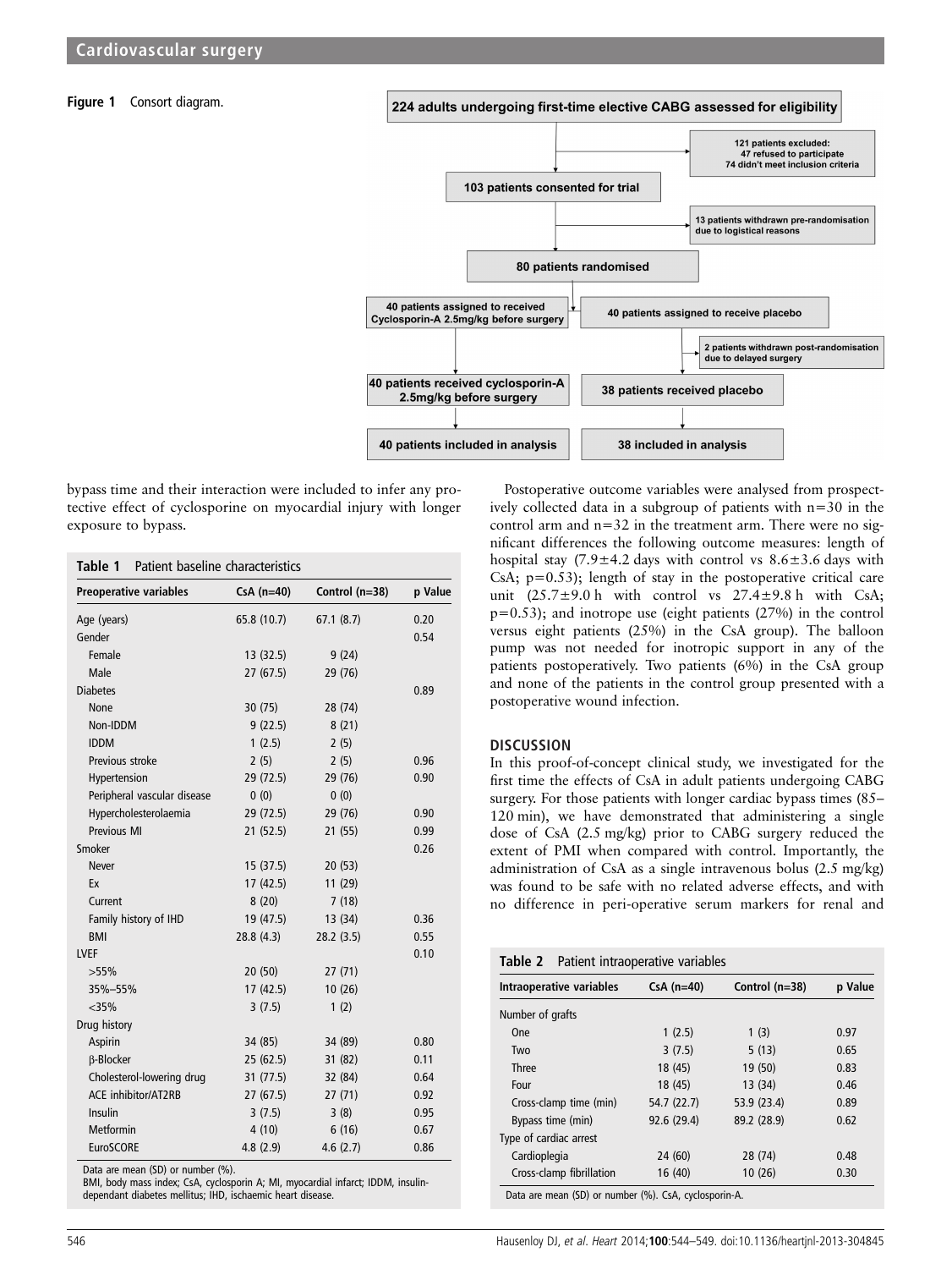**Figure 1** Consort diagram.

224 adults undergoing first-time elective CABG assessed for eligibility

121 patients excluded: 47 refused to participate; 74 didn't meet inclusion criteria

103 patients consented for trial

13 patients withdrawn pre-randomisation due to logistical reasons

80 patients randomised

40 patients assigned to received Cyclosporin-A 2.5mg/kg before surgery

40 patients assigned to receive placebo

2 patients withdrawn post-randomisation due to delayed surgery

40 patients received cyclosporin-A 2.5mg/kg before surgery

38 patients received placebo

40 patients included in analysis

38 included in analysis

bypass time and their interaction were included to infer any protective effect of cyclosporine on myocardial injury with longer exposure to bypass.

**Table 1** Patient baseline characteristics

| Preoperative variables | CsA (n=40) | Control (n=38) | p Value |
|---|---|---|---|
| Age (years) | 65.8 (10.7) | 67.1 (8.7) | 0.20 |
| Gender | | | 0.54 |
| Female | 13 (32.5) | 9 (24) | |
| Male | 27 (67.5) | 29 (76) | |
| Diabetes | | | 0.89 |
| None | 30 (75) | 28 (74) | |
| Non-IDDM | 9 (22.5) | 8 (21) | |
| IDDM | 1 (2.5) | 2 (5) | |
| Previous stroke | 2 (5) | 2 (5) | 0.96 |
| Hypertension | 29 (72.5) | 29 (76) | 0.90 |
| Peripheral vascular disease | 0 (0) | 0 (0) | |
| Hypercholesterolaemia | 29 (72.5) | 29 (76) | 0.90 |
| Previous MI | 21 (52.5) | 21 (55) | 0.99 |
| Smoker | | | 0.26 |
| Never | 15 (37.5) | 20 (53) | |
| Ex | 17 (42.5) | 11 (29) | |
| Current | 8 (20) | 7 (18) | |
| Family history of IHD | 19 (47.5) | 13 (34) | 0.36 |
| BMI | 28.8 (4.3) | 28.2 (3.5) | 0.55 |
| LVEF | | | 0.10 |
| >55% | 20 (50) | 27 (71) | |
| 35%–55% | 17 (42.5) | 10 (26) | |
| <35% | 3 (7.5) | 1 (2) | |
| Drug history | | | |
| Aspirin | 34 (85) | 34 (89) | 0.80 |
| β-Blocker | 25 (62.5) | 31 (82) | 0.11 |
| Cholesterol-lowering drug | 31 (77.5) | 32 (84) | 0.64 |
| ACE inhibitor/AT2RB | 27 (67.5) | 27 (71) | 0.92 |
| Insulin | 3 (7.5) | 3 (8) | 0.95 |
| Metformin | 4 (10) | 6 (16) | 0.67 |
| EuroSCORE | 4.8 (2.9) | 4.6 (2.7) | 0.86 |

Data are mean (SD) or number (%).
BMI, body mass index; CsA, cyclosporin A; MI, myocardial infarct; IDDM, insulin-dependant diabetes mellitus; IHD, ischaemic heart disease.

Postoperative outcome variables were analysed from prospectively collected data in a subgroup of patients with n=30 in the control arm and n=32 in the treatment arm. There were no significant differences the following outcome measures: length of hospital stay (7.9±4.2 days with control vs 8.6±3.6 days with CsA; p=0.53); length of stay in the postoperative critical care unit (25.7±9.0 h with control vs 27.4±9.8 h with CsA; p=0.53); and inotrope use (eight patients (27%) in the control versus eight patients (25%) in the CsA group). The balloon pump was not needed for inotropic support in any of the patients postoperatively. Two patients (6%) in the CsA group and none of the patients in the control group presented with a postoperative wound infection.

## DISCUSSION

In this proof-of-concept clinical study, we investigated for the first time the effects of CsA in adult patients undergoing CABG surgery. For those patients with longer cardiac bypass times (85–120 min), we have demonstrated that administering a single dose of CsA (2.5 mg/kg) prior to CABG surgery reduced the extent of PMI when compared with control. Importantly, the administration of CsA as a single intravenous bolus (2.5 mg/kg) was found to be safe with no related adverse effects, and with no difference in peri-operative serum markers for renal and

**Table 2** Patient intraoperative variables

| Intraoperative variables | CsA (n=40) | Control (n=38) | p Value |
|---|---|---|---|
| Number of grafts | | | |
| One | 1 (2.5) | 1 (3) | 0.97 |
| Two | 3 (7.5) | 5 (13) | 0.65 |
| Three | 18 (45) | 19 (50) | 0.83 |
| Four | 18 (45) | 13 (34) | 0.46 |
| Cross-clamp time (min) | 54.7 (22.7) | 53.9 (23.4) | 0.89 |
| Bypass time (min) | 92.6 (29.4) | 89.2 (28.9) | 0.62 |
| Type of cardiac arrest | | | |
| Cardioplegia | 24 (60) | 28 (74) | 0.48 |
| Cross-clamp fibrillation | 16 (40) | 10 (26) | 0.30 |

Data are mean (SD) or number (%). CsA, cyclosporin-A.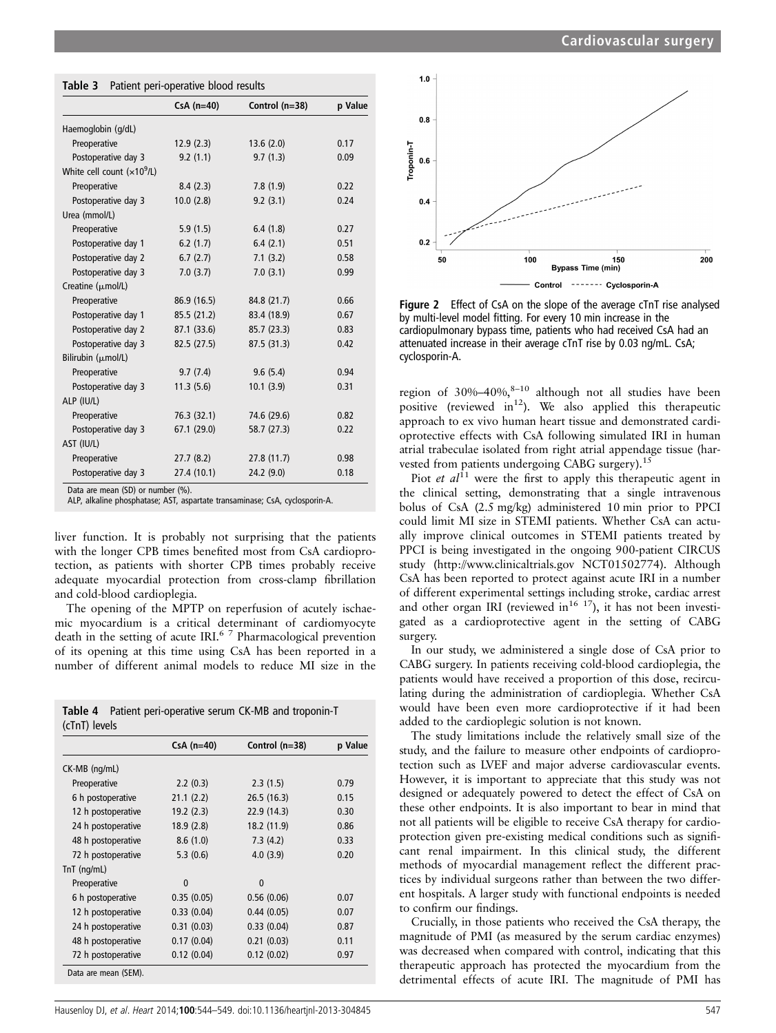**Table 3** Patient peri-operative blood results

| | CsA (n=40) | Control (n=38) | p Value |
|---|---|---|---|
| Haemoglobin (g/dL) | | | |
| Preoperative | 12.9 (2.3) | 13.6 (2.0) | 0.17 |
| Postoperative day 3 | 9.2 (1.1) | 9.7 (1.3) | 0.09 |
| White cell count ($\times10^9$/L) | | | |
| Preoperative | 8.4 (2.3) | 7.8 (1.9) | 0.22 |
| Postoperative day 3 | 10.0 (2.8) | 9.2 (3.1) | 0.24 |
| Urea (mmol/L) | | | |
| Preoperative | 5.9 (1.5) | 6.4 (1.8) | 0.27 |
| Postoperative day 1 | 6.2 (1.7) | 6.4 (2.1) | 0.51 |
| Postoperative day 2 | 6.7 (2.7) | 7.1 (3.2) | 0.58 |
| Postoperative day 3 | 7.0 (3.7) | 7.0 (3.1) | 0.99 |
| Creatine (μmol/L) | | | |
| Preoperative | 86.9 (16.5) | 84.8 (21.7) | 0.66 |
| Postoperative day 1 | 85.5 (21.2) | 83.4 (18.9) | 0.67 |
| Postoperative day 2 | 87.1 (33.6) | 85.7 (23.3) | 0.83 |
| Postoperative day 3 | 82.5 (27.5) | 87.5 (31.3) | 0.42 |
| Bilirubin (μmol/L) | | | |
| Preoperative | 9.7 (7.4) | 9.6 (5.4) | 0.94 |
| Postoperative day 3 | 11.3 (5.6) | 10.1 (3.9) | 0.31 |
| ALP (IU/L) | | | |
| Preoperative | 76.3 (32.1) | 74.6 (29.6) | 0.82 |
| Postoperative day 3 | 67.1 (29.0) | 58.7 (27.3) | 0.22 |
| AST (IU/L) | | | |
| Preoperative | 27.7 (8.2) | 27.8 (11.7) | 0.98 |
| Postoperative day 3 | 27.4 (10.1) | 24.2 (9.0) | 0.18 |

Data are mean (SD) or number (%).
ALP, alkaline phosphatase; AST, aspartate transaminase; CsA, cyclosporin-A.

liver function. It is probably not surprising that the patients with the longer CPB times benefited most from CsA cardioprotection, as patients with shorter CPB times probably receive adequate myocardial protection from cross-clamp fibrillation and cold-blood cardioplegia.

The opening of the MPTP on reperfusion of acutely ischaemic myocardium is a critical determinant of cardiomyocyte death in the setting of acute IRI.[6 7] Pharmacological prevention of its opening at this time using CsA has been reported in a number of different animal models to reduce MI size in the region of 30%–40%,[8–10] although not all studies have been positive (reviewed in[12]). We also applied this therapeutic approach to ex vivo human heart tissue and demonstrated cardioprotective effects with CsA following simulated IRI in human atrial trabeculae isolated from right atrial appendage tissue (harvested from patients undergoing CABG surgery).[15]

**Table 4** Patient peri-operative serum CK-MB and troponin-T (cTnT) levels

| | CsA (n=40) | Control (n=38) | p Value |
|---|---|---|---|
| CK-MB (ng/mL) | | | |
| Preoperative | 2.2 (0.3) | 2.3 (1.5) | 0.79 |
| 6 h postoperative | 21.1 (2.2) | 26.5 (16.3) | 0.15 |
| 12 h postoperative | 19.2 (2.3) | 22.9 (14.3) | 0.30 |
| 24 h postoperative | 18.9 (2.8) | 18.2 (11.9) | 0.86 |
| 48 h postoperative | 8.6 (1.0) | 7.3 (4.2) | 0.33 |
| 72 h postoperative | 5.3 (0.6) | 4.0 (3.9) | 0.20 |
| TnT (ng/mL) | | | |
| Preoperative | 0 | 0 | |
| 6 h postoperative | 0.35 (0.05) | 0.56 (0.06) | 0.07 |
| 12 h postoperative | 0.33 (0.04) | 0.44 (0.05) | 0.07 |
| 24 h postoperative | 0.31 (0.03) | 0.33 (0.04) | 0.87 |
| 48 h postoperative | 0.17 (0.04) | 0.21 (0.03) | 0.11 |
| 72 h postoperative | 0.12 (0.04) | 0.12 (0.02) | 0.97 |

Data are mean (SEM).

**Figure 2** Effect of CsA on the slope of the average cTnT rise analysed by multi-level model fitting. For every 10 min increase in the cardiopulmonary bypass time, patients who had received CsA had an attenuated increase in their average cTnT rise by 0.03 ng/mL. CsA; cyclosporin-A.

Piot *et al*[11] were the first to apply this therapeutic agent in the clinical setting, demonstrating that a single intravenous bolus of CsA (2.5 mg/kg) administered 10 min prior to PPCI could limit MI size in STEMI patients. Whether CsA can actually improve clinical outcomes in STEMI patients treated by PPCI is being investigated in the ongoing 900-patient CIRCUS study (http://www.clinicaltrials.gov NCT01502774). Although CsA has been reported to protect against acute IRI in a number of different experimental settings including stroke, cardiac arrest and other organ IRI (reviewed in[16 17]), it has not been investigated as a cardioprotective agent in the setting of CABG surgery.

In our study, we administered a single dose of CsA prior to CABG surgery. In patients receiving cold-blood cardioplegia, the patients would have received a proportion of this dose, recirculating during the administration of cardioplegia. Whether CsA would have been even more cardioprotective if it had been added to the cardioplegic solution is not known.

The study limitations include the relatively small size of the study, and the failure to measure other endpoints of cardioprotection such as LVEF and major adverse cardiovascular events. However, it is important to appreciate that this study was not designed or adequately powered to detect the effect of CsA on these other endpoints. It is also important to bear in mind that not all patients will be eligible to receive CsA therapy for cardioprotection given pre-existing medical conditions such as significant renal impairment. In this clinical study, the different methods of myocardial management reflect the different practices by individual surgeons rather than between the two different hospitals. A larger study with functional endpoints is needed to confirm our findings.

Crucially, in those patients who received the CsA therapy, the magnitude of PMI (as measured by the serum cardiac enzymes) was decreased when compared with control, indicating that this therapeutic approach has protected the myocardium from the detrimental effects of acute IRI. The magnitude of PMI has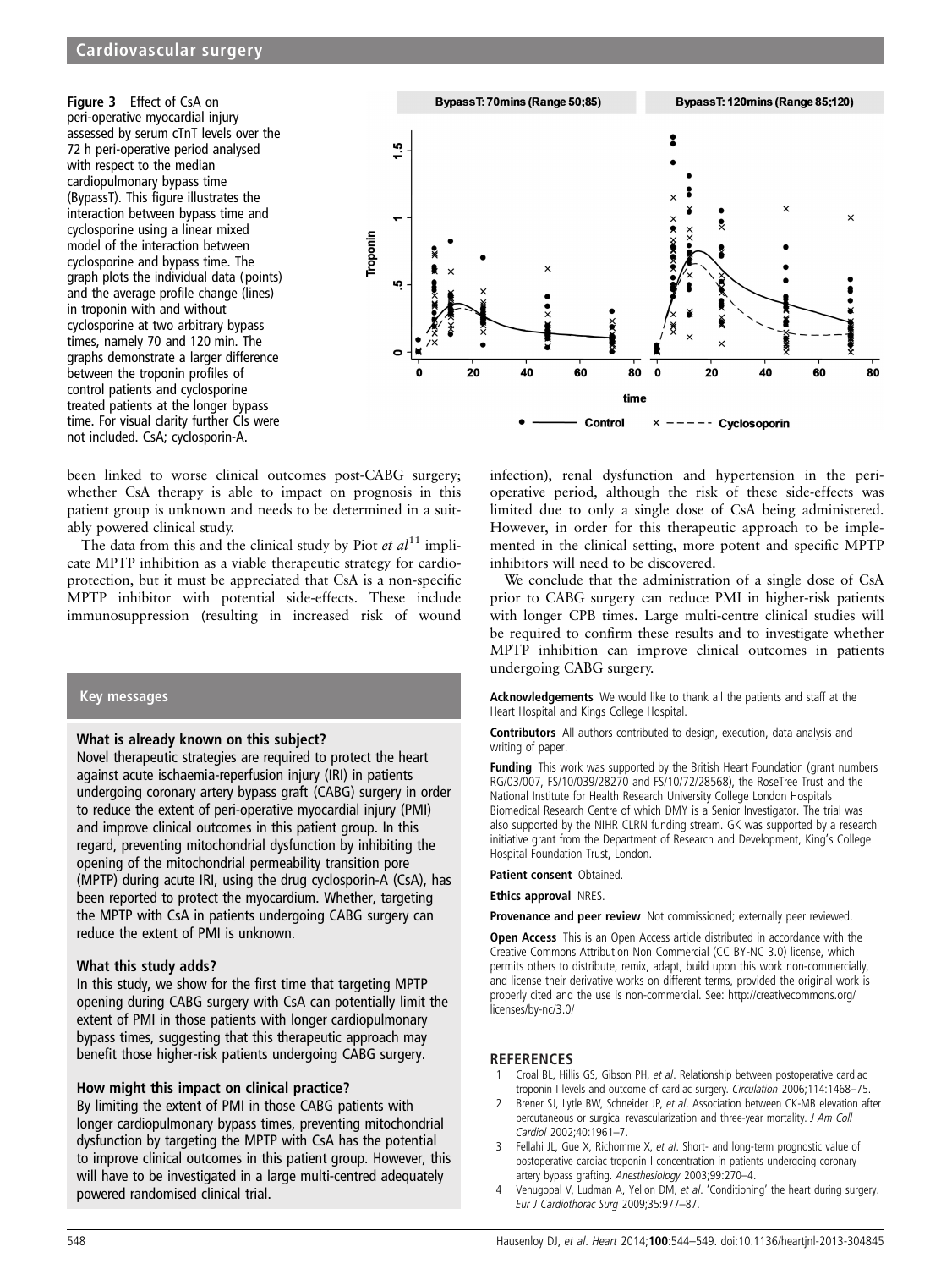**Figure 3** Effect of CsA on peri-operative myocardial injury assessed by serum cTnT levels over the 72 h peri-operative period analysed with respect to the median cardiopulmonary bypass time (BypassT). This figure illustrates the interaction between bypass time and cyclosporine using a linear mixed model of the interaction between cyclosporine and bypass time. The graph plots the individual data (points) and the average profile change (lines) in troponin with and without cyclosporine at two arbitrary bypass times, namely 70 and 120 min. The graphs demonstrate a larger difference between the troponin profiles of control patients and cyclosporine treated patients at the longer bypass time. For visual clarity further CIs were not included. CsA; cyclosporin-A.

been linked to worse clinical outcomes post-CABG surgery; whether CsA therapy is able to impact on prognosis in this patient group is unknown and needs to be determined in a suitably powered clinical study.

The data from this and the clinical study by Piot *et al*[11] implicate MPTP inhibition as a viable therapeutic strategy for cardioprotection, but it must be appreciated that CsA is a non-specific MPTP inhibitor with potential side-effects. These include immunosuppression (resulting in increased risk of wound infection), renal dysfunction and hypertension in the peri-operative period, although the risk of these side-effects was limited due to only a single dose of CsA being administered. However, in order for this therapeutic approach to be implemented in the clinical setting, more potent and specific MPTP inhibitors will need to be discovered.

We conclude that the administration of a single dose of CsA prior to CABG surgery can reduce PMI in higher-risk patients with longer CPB times. Large multi-centre clinical studies will be required to confirm these results and to investigate whether MPTP inhibition can improve clinical outcomes in patients undergoing CABG surgery.

## Key messages

### What is already known on this subject?

Novel therapeutic strategies are required to protect the heart against acute ischaemia-reperfusion injury (IRI) in patients undergoing coronary artery bypass graft (CABG) surgery in order to reduce the extent of peri-operative myocardial injury (PMI) and improve clinical outcomes in this patient group. In this regard, preventing mitochondrial dysfunction by inhibiting the opening of the mitochondrial permeability transition pore (MPTP) during acute IRI, using the drug cyclosporin-A (CsA), has been reported to protect the myocardium. Whether, targeting the MPTP with CsA in patients undergoing CABG surgery can reduce the extent of PMI is unknown.

### What this study adds?

In this study, we show for the first time that targeting MPTP opening during CABG surgery with CsA can potentially limit the extent of PMI in those patients with longer cardiopulmonary bypass times, suggesting that this therapeutic approach may benefit those higher-risk patients undergoing CABG surgery.

### How might this impact on clinical practice?

By limiting the extent of PMI in those CABG patients with longer cardiopulmonary bypass times, preventing mitochondrial dysfunction by targeting the MPTP with CsA has the potential to improve clinical outcomes in this patient group. However, this will have to be investigated in a large multi-centred adequately powered randomised clinical trial.

**Acknowledgements** We would like to thank all the patients and staff at the Heart Hospital and Kings College Hospital.

**Contributors** All authors contributed to design, execution, data analysis and writing of paper.

**Funding** This work was supported by the British Heart Foundation (grant numbers RG/03/007, FS/10/039/28270 and FS/10/72/28568), the RoseTree Trust and the National Institute for Health Research University College London Hospitals Biomedical Research Centre of which DMY is a Senior Investigator. The trial was also supported by the NIHR CLRN funding stream. GK was supported by a research initiative grant from the Department of Research and Development, King's College Hospital Foundation Trust, London.

**Patient consent** Obtained.

**Ethics approval** NRES.

**Provenance and peer review** Not commissioned; externally peer reviewed.

**Open Access** This is an Open Access article distributed in accordance with the Creative Commons Attribution Non Commercial (CC BY-NC 3.0) license, which permits others to distribute, remix, adapt, build upon this work non-commercially, and license their derivative works on different terms, provided the original work is properly cited and the use is non-commercial. See: http://creativecommons.org/licenses/by-nc/3.0/

## REFERENCES

1. Croal BL, Hillis GS, Gibson PH, *et al*. Relationship between postoperative cardiac troponin I levels and outcome of cardiac surgery. *Circulation* 2006;114:1468–75.
2. Brener SJ, Lytle BW, Schneider JP, *et al*. Association between CK-MB elevation after percutaneous or surgical revascularization and three-year mortality. *J Am Coll Cardiol* 2002;40:1961–7.
3. Fellahi JL, Gue X, Richomme X, *et al*. Short- and long-term prognostic value of postoperative cardiac troponin I concentration in patients undergoing coronary artery bypass grafting. *Anesthesiology* 2003;99:270–4.
4. Venugopal V, Ludman A, Yellon DM, *et al*. 'Conditioning' the heart during surgery. *Eur J Cardiothorac Surg* 2009;35:977–87.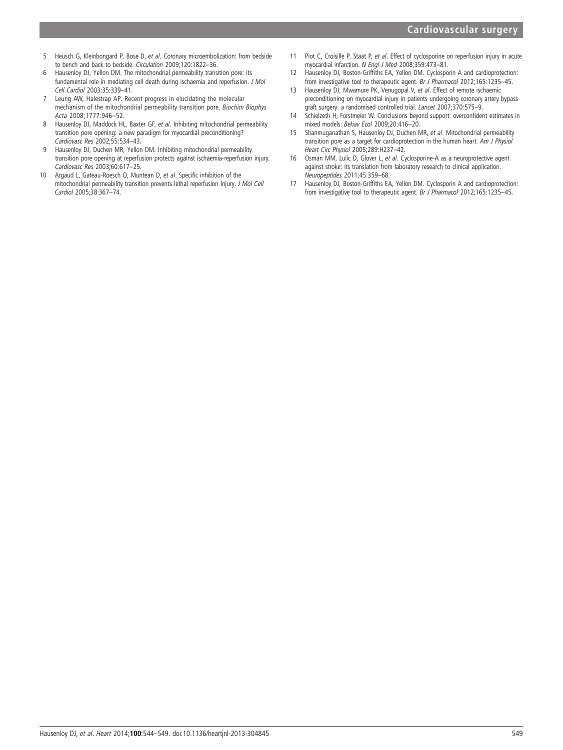5 Heusch G, Kleinbongard P, Bose D, *et al*. Coronary microembolization: from bedside to bench and back to bedside. *Circulation* 2009;120:1822–36.

6 Hausenloy DJ, Yellon DM. The mitochondrial permeability transition pore: its fundamental role in mediating cell death during ischaemia and reperfusion. *J Mol Cell Cardiol* 2003;35:339–41.

7 Leung AW, Halestrap AP. Recent progress in elucidating the molecular mechanism of the mitochondrial permeability transition pore. *Biochim Biophys Acta* 2008;1777:946–52.

8 Hausenloy DJ, Maddock HL, Baxter GF, *et al*. Inhibiting mitochondrial permeability transition pore opening: a new paradigm for myocardial preconditioning? *Cardiovasc Res* 2002;55:534–43.

9 Hausenloy DJ, Duchen MR, Yellon DM. Inhibiting mitochondrial permeability transition pore opening at reperfusion protects against ischaemia-reperfusion injury. *Cardiovasc Res* 2003;60:617–25.

10 Argaud L, Gateau-Roesch O, Muntean D, *et al*. Specific inhibition of the mitochondrial permeability transition prevents lethal reperfusion injury. *J Mol Cell Cardiol* 2005;38:367–74.

11 Piot C, Croisille P, Staat P, *et al*. Effect of cyclosporine on reperfusion injury in acute myocardial infarction. *N Engl J Med* 2008;359:473–81.

12 Hausenloy DJ, Boston-Griffiths EA, Yellon DM. Cyclosporin A and cardioprotection: from investigative tool to therapeutic agent. *Br J Pharmacol* 2012;165:1235–45.

13 Hausenloy DJ, Mwamure PK, Venugopal V, *et al*. Effect of remote ischaemic preconditioning on myocardial injury in patients undergoing coronary artery bypass graft surgery: a randomised controlled trial. *Lancet* 2007;370:575–9.

14 Schielzeth H, Forstmeier W. Conclusions beyond support: overconfident estimates in mixed models. *Behav Ecol* 2009;20:416–20.

15 Shanmuganathan S, Hausenloy DJ, Duchen MR, *et al*. Mitochondrial permeability transition pore as a target for cardioprotection in the human heart. *Am J Physiol Heart Circ Physiol* 2005;289:H237–42.

16 Osman MM, Lulic D, Glover L, *et al*. Cyclosporine-A as a neuroprotective agent against stroke: its translation from laboratory research to clinical application. *Neuropeptides* 2011;45:359–68.

17 Hausenloy DJ, Boston-Griffiths EA, Yellon DM. Cyclosporin A and cardioprotection: from investigative tool to therapeutic agent. *Br J Pharmacol* 2012;165:1235–45.